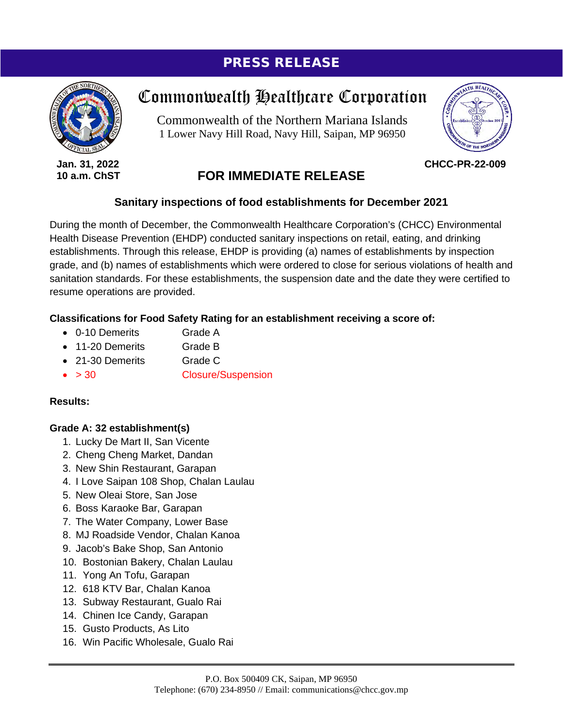# PRESS RELEASE

## Commonwealth Healthcare Corporation

Commonwealth of the Northern Mariana Islands
1 Lower Navy Hill Road, Navy Hill, Saipan, MP 96950

**Jan. 31, 2022**
**10 a.m. ChST**

**CHCC-PR-22-009**

## FOR IMMEDIATE RELEASE

### Sanitary inspections of food establishments for December 2021

During the month of December, the Commonwealth Healthcare Corporation's (CHCC) Environmental Health Disease Prevention (EHDP) conducted sanitary inspections on retail, eating, and drinking establishments. Through this release, EHDP is providing (a) names of establishments by inspection grade, and (b) names of establishments which were ordered to close for serious violations of health and sanitation standards. For these establishments, the suspension date and the date they were certified to resume operations are provided.

**Classifications for Food Safety Rating for an establishment receiving a score of:**

- 0-10 Demerits — Grade A
- 11-20 Demerits — Grade B
- 21-30 Demerits — Grade C
- > 30 — Closure/Suspension

**Results:**

**Grade A: 32 establishment(s)**

1. Lucky De Mart II, San Vicente
2. Cheng Cheng Market, Dandan
3. New Shin Restaurant, Garapan
4. I Love Saipan 108 Shop, Chalan Laulau
5. New Oleai Store, San Jose
6. Boss Karaoke Bar, Garapan
7. The Water Company, Lower Base
8. MJ Roadside Vendor, Chalan Kanoa
9. Jacob's Bake Shop, San Antonio
10. Bostonian Bakery, Chalan Laulau
11. Yong An Tofu, Garapan
12. 618 KTV Bar, Chalan Kanoa
13. Subway Restaurant, Gualo Rai
14. Chinen Ice Candy, Garapan
15. Gusto Products, As Lito
16. Win Pacific Wholesale, Gualo Rai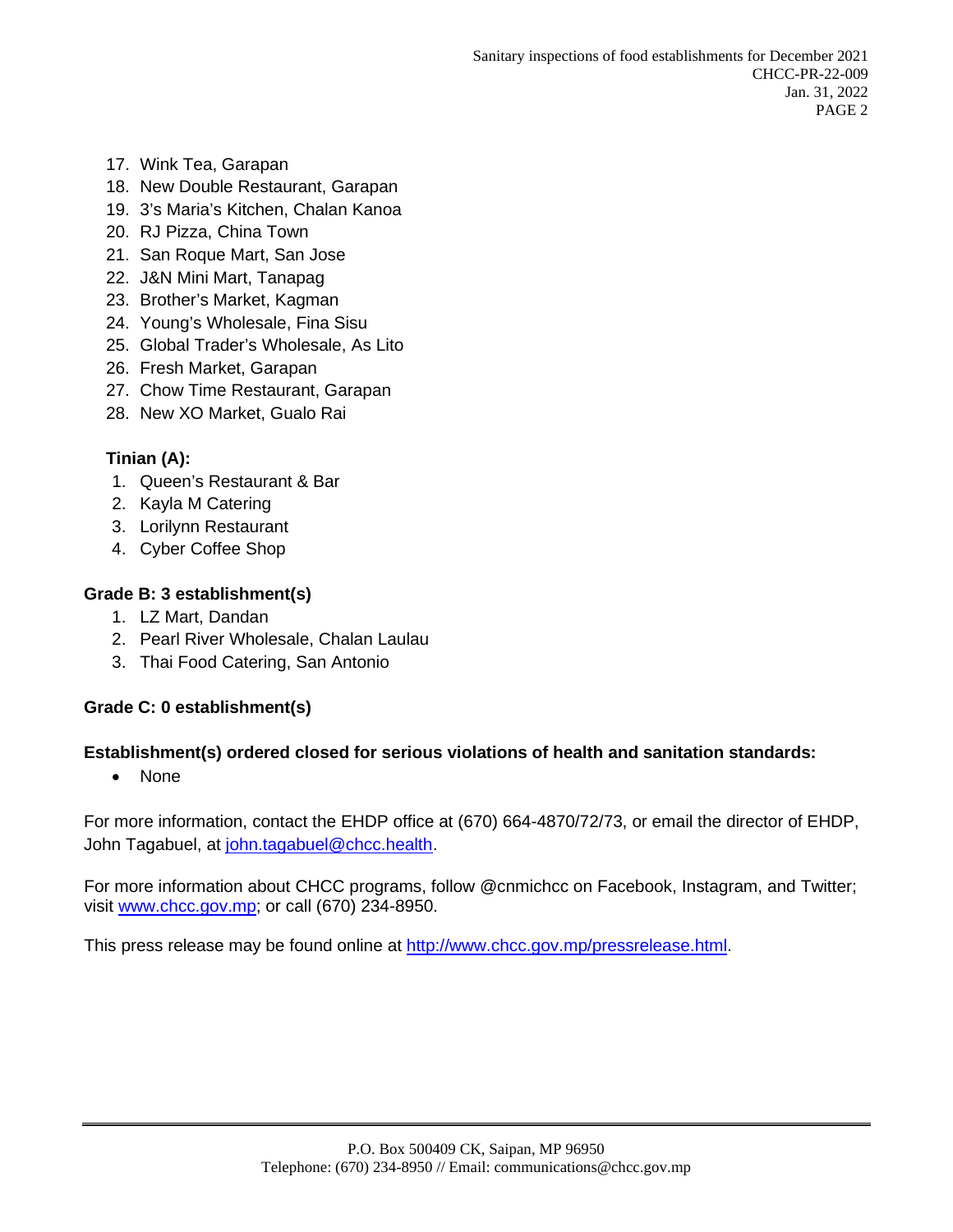17. Wink Tea, Garapan
18. New Double Restaurant, Garapan
19. 3's Maria's Kitchen, Chalan Kanoa
20. RJ Pizza, China Town
21. San Roque Mart, San Jose
22. J&N Mini Mart, Tanapag
23. Brother's Market, Kagman
24. Young's Wholesale, Fina Sisu
25. Global Trader's Wholesale, As Lito
26. Fresh Market, Garapan
27. Chow Time Restaurant, Garapan
28. New XO Market, Gualo Rai

**Tinian (A):**

1. Queen's Restaurant & Bar
2. Kayla M Catering
3. Lorilynn Restaurant
4. Cyber Coffee Shop

**Grade B: 3 establishment(s)**

1. LZ Mart, Dandan
2. Pearl River Wholesale, Chalan Laulau
3. Thai Food Catering, San Antonio

**Grade C: 0 establishment(s)**

**Establishment(s) ordered closed for serious violations of health and sanitation standards:**

- None

For more information, contact the EHDP office at (670) 664-4870/72/73, or email the director of EHDP, John Tagabuel, at john.tagabuel@chcc.health.

For more information about CHCC programs, follow @cnmichcc on Facebook, Instagram, and Twitter; visit www.chcc.gov.mp; or call (670) 234-8950.

This press release may be found online at http://www.chcc.gov.mp/pressrelease.html.